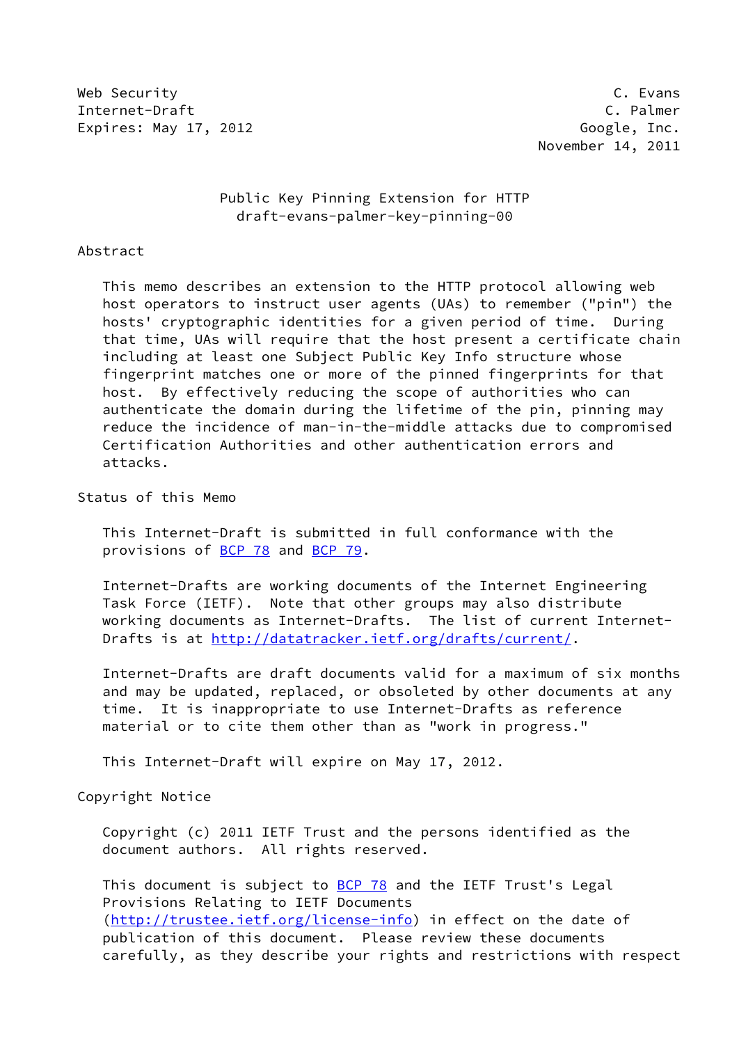Web Security C. Evans
Internet-Draft C. Palmer
Expires: May 17, 2012 Google, Inc.
November 14, 2011

# Public Key Pinning Extension for HTTP
## draft-evans-palmer-key-pinning-00

## Abstract

This memo describes an extension to the HTTP protocol allowing web host operators to instruct user agents (UAs) to remember ("pin") the hosts' cryptographic identities for a given period of time. During that time, UAs will require that the host present a certificate chain including at least one Subject Public Key Info structure whose fingerprint matches one or more of the pinned fingerprints for that host. By effectively reducing the scope of authorities who can authenticate the domain during the lifetime of the pin, pinning may reduce the incidence of man-in-the-middle attacks due to compromised Certification Authorities and other authentication errors and attacks.

## Status of this Memo

This Internet-Draft is submitted in full conformance with the provisions of BCP 78 and BCP 79.

Internet-Drafts are working documents of the Internet Engineering Task Force (IETF). Note that other groups may also distribute working documents as Internet-Drafts. The list of current Internet-Drafts is at http://datatracker.ietf.org/drafts/current/.

Internet-Drafts are draft documents valid for a maximum of six months and may be updated, replaced, or obsoleted by other documents at any time. It is inappropriate to use Internet-Drafts as reference material or to cite them other than as "work in progress."

This Internet-Draft will expire on May 17, 2012.

## Copyright Notice

Copyright (c) 2011 IETF Trust and the persons identified as the document authors. All rights reserved.

This document is subject to BCP 78 and the IETF Trust's Legal Provisions Relating to IETF Documents (http://trustee.ietf.org/license-info) in effect on the date of publication of this document. Please review these documents carefully, as they describe your rights and restrictions with respect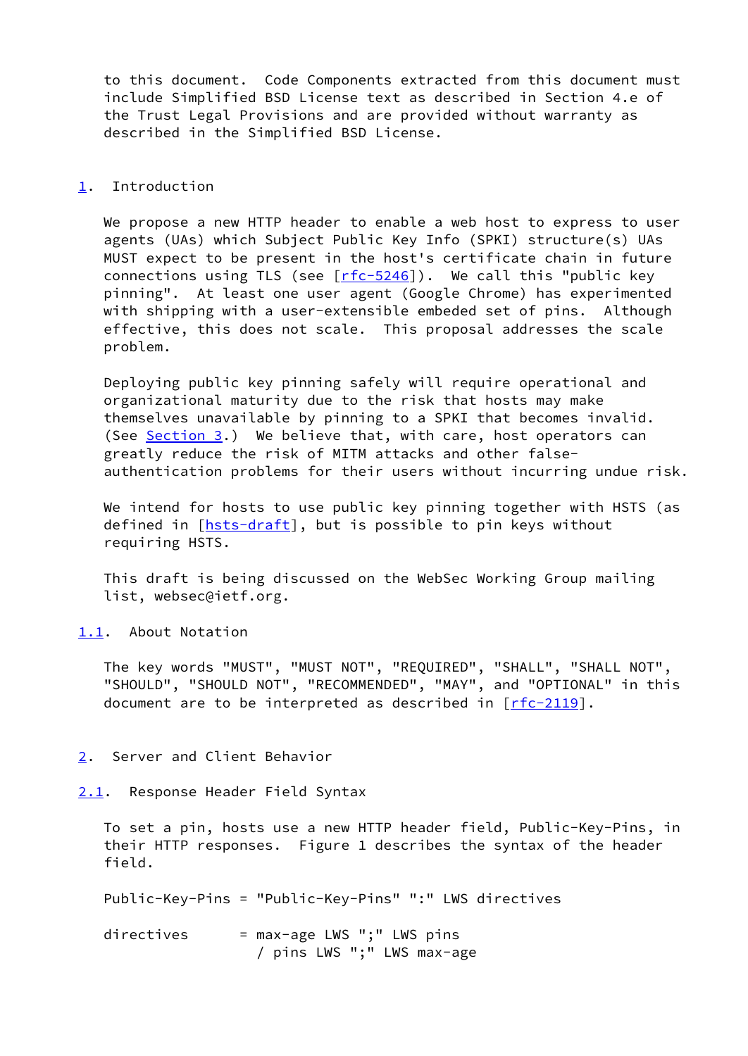to this document. Code Components extracted from this document must include Simplified BSD License text as described in Section 4.e of the Trust Legal Provisions and are provided without warranty as described in the Simplified BSD License.

# 1. Introduction

We propose a new HTTP header to enable a web host to express to user agents (UAs) which Subject Public Key Info (SPKI) structure(s) UAs MUST expect to be present in the host's certificate chain in future connections using TLS (see [rfc-5246]). We call this "public key pinning". At least one user agent (Google Chrome) has experimented with shipping with a user-extensible embeded set of pins. Although effective, this does not scale. This proposal addresses the scale problem.

Deploying public key pinning safely will require operational and organizational maturity due to the risk that hosts may make themselves unavailable by pinning to a SPKI that becomes invalid. (See Section 3.) We believe that, with care, host operators can greatly reduce the risk of MITM attacks and other false-authentication problems for their users without incurring undue risk.

We intend for hosts to use public key pinning together with HSTS (as defined in [hsts-draft], but is possible to pin keys without requiring HSTS.

This draft is being discussed on the WebSec Working Group mailing list, websec@ietf.org.

## 1.1. About Notation

The key words "MUST", "MUST NOT", "REQUIRED", "SHALL", "SHALL NOT", "SHOULD", "SHOULD NOT", "RECOMMENDED", "MAY", and "OPTIONAL" in this document are to be interpreted as described in [rfc-2119].

# 2. Server and Client Behavior

## 2.1. Response Header Field Syntax

To set a pin, hosts use a new HTTP header field, Public-Key-Pins, in their HTTP responses. Figure 1 describes the syntax of the header field.

```
Public-Key-Pins = "Public-Key-Pins" ":" LWS directives

directives      = max-age LWS ";" LWS pins
                  / pins LWS ";" LWS max-age
```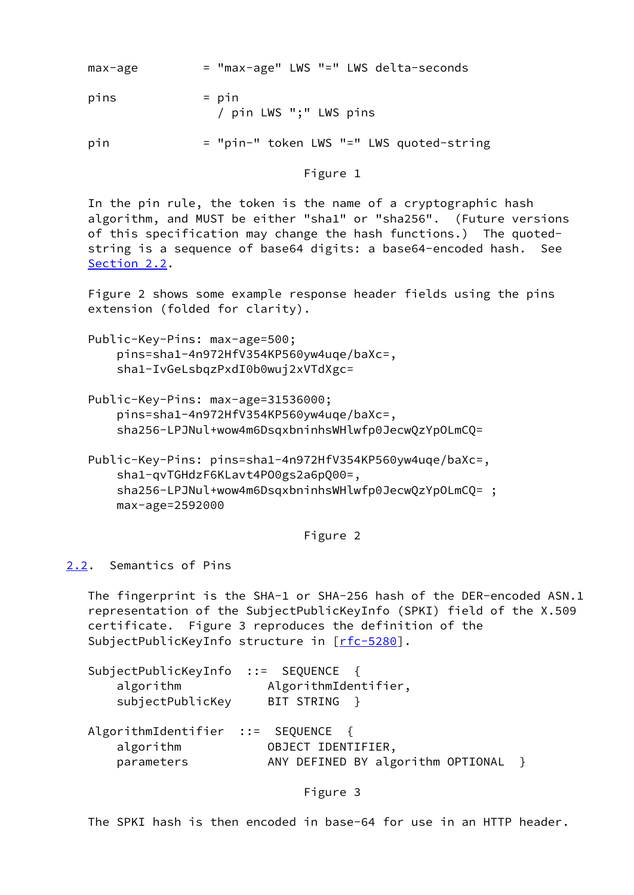```
max-age         = "max-age" LWS "=" LWS delta-seconds

pins            = pin
                  / pin LWS ";" LWS pins

pin             = "pin-" token LWS "=" LWS quoted-string
```

Figure 1

In the pin rule, the token is the name of a cryptographic hash algorithm, and MUST be either "sha1" or "sha256". (Future versions of this specification may change the hash functions.) The quoted-string is a sequence of base64 digits: a base64-encoded hash. See Section 2.2.

Figure 2 shows some example response header fields using the pins extension (folded for clarity).

```
Public-Key-Pins: max-age=500;
    pins=sha1-4n972HfV354KP560yw4uqe/baXc=,
    sha1-IvGeLsbqzPxdI0b0wuj2xVTdXgc=

Public-Key-Pins: max-age=31536000;
    pins=sha1-4n972HfV354KP560yw4uqe/baXc=,
    sha256-LPJNul+wow4m6DsqxbninhsWHlwfp0JecwQzYpOLmCQ=

Public-Key-Pins: pins=sha1-4n972HfV354KP560yw4uqe/baXc=,
    sha1-qvTGHdzF6KLavt4PO0gs2a6pQ00=,
    sha256-LPJNul+wow4m6DsqxbninhsWHlwfp0JecwQzYpOLmCQ= ;
    max-age=2592000
```

Figure 2

## 2.2. Semantics of Pins

The fingerprint is the SHA-1 or SHA-256 hash of the DER-encoded ASN.1 representation of the SubjectPublicKeyInfo (SPKI) field of the X.509 certificate. Figure 3 reproduces the definition of the SubjectPublicKeyInfo structure in [rfc-5280].

```
SubjectPublicKeyInfo  ::=  SEQUENCE  {
    algorithm            AlgorithmIdentifier,
    subjectPublicKey     BIT STRING  }

AlgorithmIdentifier  ::=  SEQUENCE  {
    algorithm            OBJECT IDENTIFIER,
    parameters           ANY DEFINED BY algorithm OPTIONAL  }
```

Figure 3

The SPKI hash is then encoded in base-64 for use in an HTTP header.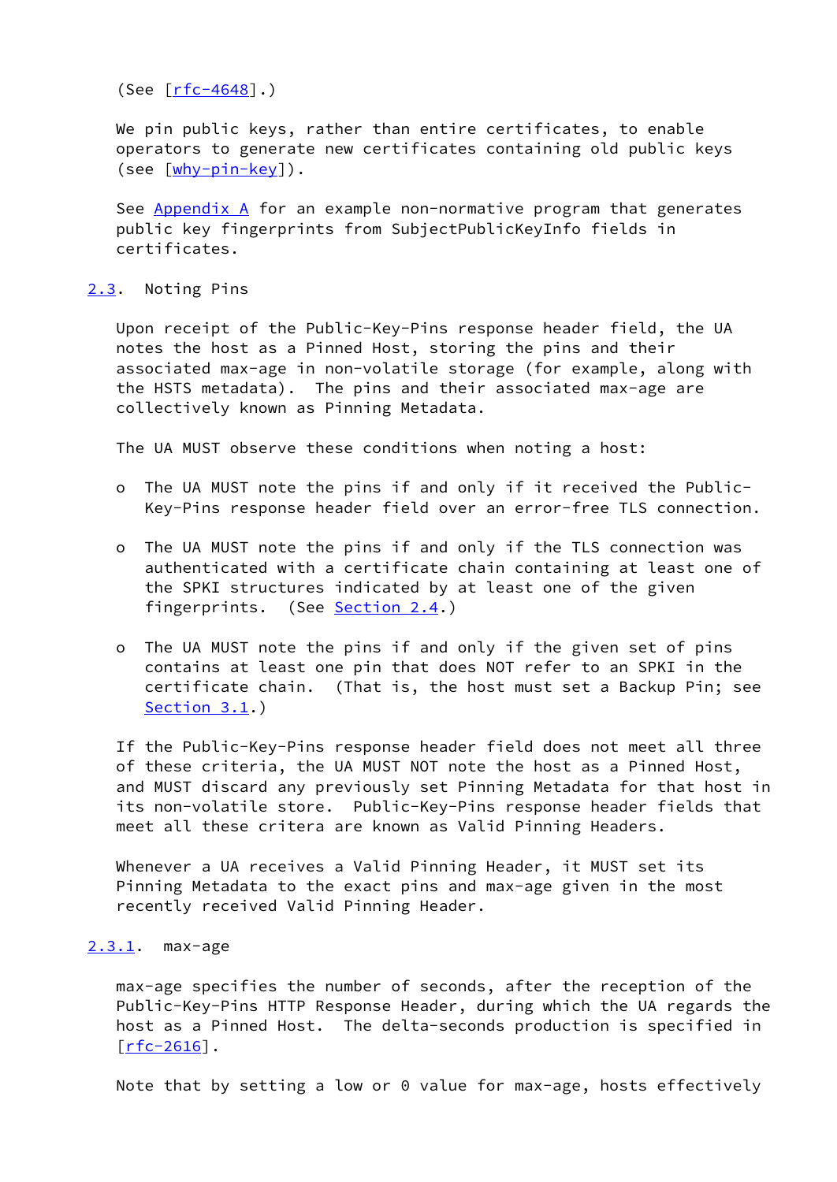(See [rfc-4648].)

We pin public keys, rather than entire certificates, to enable operators to generate new certificates containing old public keys (see [why-pin-key]).

See Appendix A for an example non-normative program that generates public key fingerprints from SubjectPublicKeyInfo fields in certificates.

### 2.3. Noting Pins

Upon receipt of the Public-Key-Pins response header field, the UA notes the host as a Pinned Host, storing the pins and their associated max-age in non-volatile storage (for example, along with the HSTS metadata). The pins and their associated max-age are collectively known as Pinning Metadata.

The UA MUST observe these conditions when noting a host:

- The UA MUST note the pins if and only if it received the Public-Key-Pins response header field over an error-free TLS connection.

- The UA MUST note the pins if and only if the TLS connection was authenticated with a certificate chain containing at least one of the SPKI structures indicated by at least one of the given fingerprints. (See Section 2.4.)

- The UA MUST note the pins if and only if the given set of pins contains at least one pin that does NOT refer to an SPKI in the certificate chain. (That is, the host must set a Backup Pin; see Section 3.1.)

If the Public-Key-Pins response header field does not meet all three of these criteria, the UA MUST NOT note the host as a Pinned Host, and MUST discard any previously set Pinning Metadata for that host in its non-volatile store. Public-Key-Pins response header fields that meet all these critera are known as Valid Pinning Headers.

Whenever a UA receives a Valid Pinning Header, it MUST set its Pinning Metadata to the exact pins and max-age given in the most recently received Valid Pinning Header.

#### 2.3.1. max-age

max-age specifies the number of seconds, after the reception of the Public-Key-Pins HTTP Response Header, during which the UA regards the host as a Pinned Host. The delta-seconds production is specified in [rfc-2616].

Note that by setting a low or 0 value for max-age, hosts effectively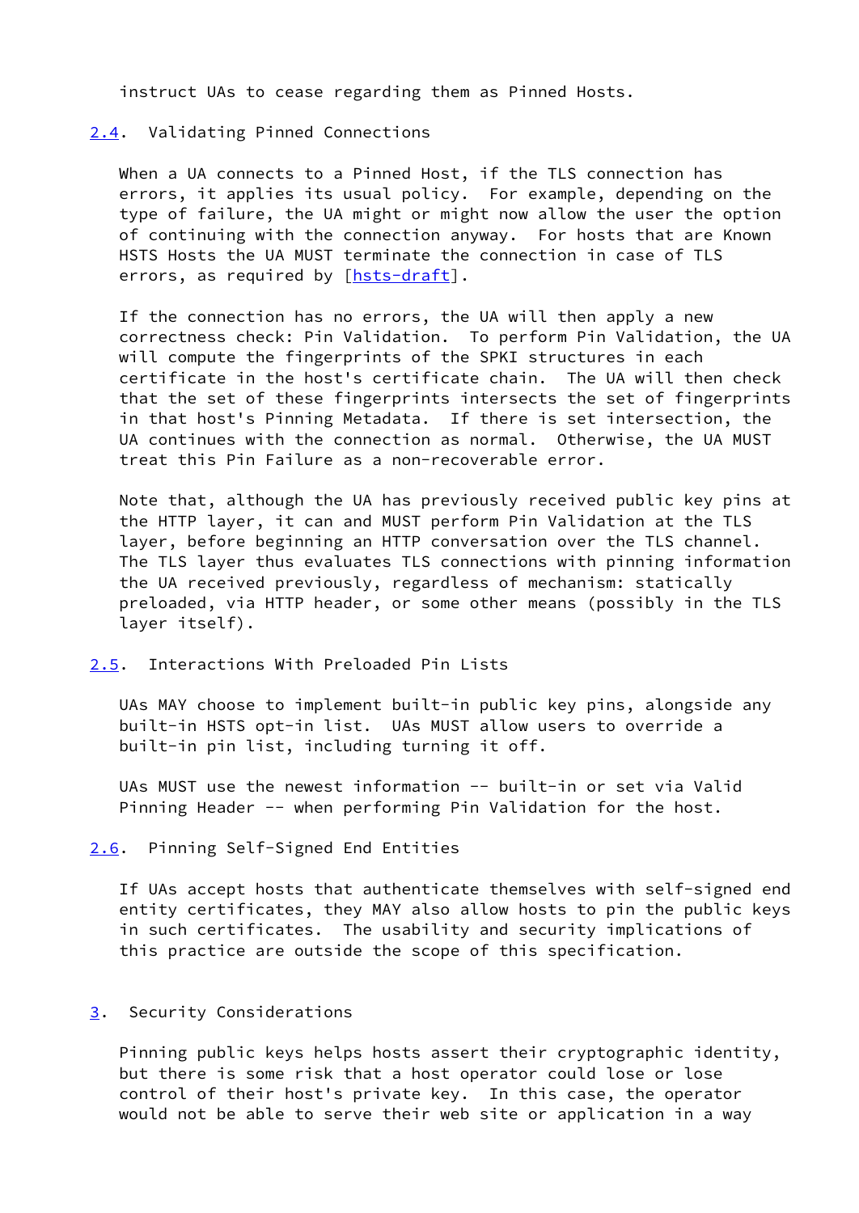instruct UAs to cease regarding them as Pinned Hosts.

## 2.4. Validating Pinned Connections

When a UA connects to a Pinned Host, if the TLS connection has errors, it applies its usual policy. For example, depending on the type of failure, the UA might or might now allow the user the option of continuing with the connection anyway. For hosts that are Known HSTS Hosts the UA MUST terminate the connection in case of TLS errors, as required by [hsts-draft].

If the connection has no errors, the UA will then apply a new correctness check: Pin Validation. To perform Pin Validation, the UA will compute the fingerprints of the SPKI structures in each certificate in the host's certificate chain. The UA will then check that the set of these fingerprints intersects the set of fingerprints in that host's Pinning Metadata. If there is set intersection, the UA continues with the connection as normal. Otherwise, the UA MUST treat this Pin Failure as a non-recoverable error.

Note that, although the UA has previously received public key pins at the HTTP layer, it can and MUST perform Pin Validation at the TLS layer, before beginning an HTTP conversation over the TLS channel. The TLS layer thus evaluates TLS connections with pinning information the UA received previously, regardless of mechanism: statically preloaded, via HTTP header, or some other means (possibly in the TLS layer itself).

## 2.5. Interactions With Preloaded Pin Lists

UAs MAY choose to implement built-in public key pins, alongside any built-in HSTS opt-in list. UAs MUST allow users to override a built-in pin list, including turning it off.

UAs MUST use the newest information -- built-in or set via Valid Pinning Header -- when performing Pin Validation for the host.

## 2.6. Pinning Self-Signed End Entities

If UAs accept hosts that authenticate themselves with self-signed end entity certificates, they MAY also allow hosts to pin the public keys in such certificates. The usability and security implications of this practice are outside the scope of this specification.

# 3. Security Considerations

Pinning public keys helps hosts assert their cryptographic identity, but there is some risk that a host operator could lose or lose control of their host's private key. In this case, the operator would not be able to serve their web site or application in a way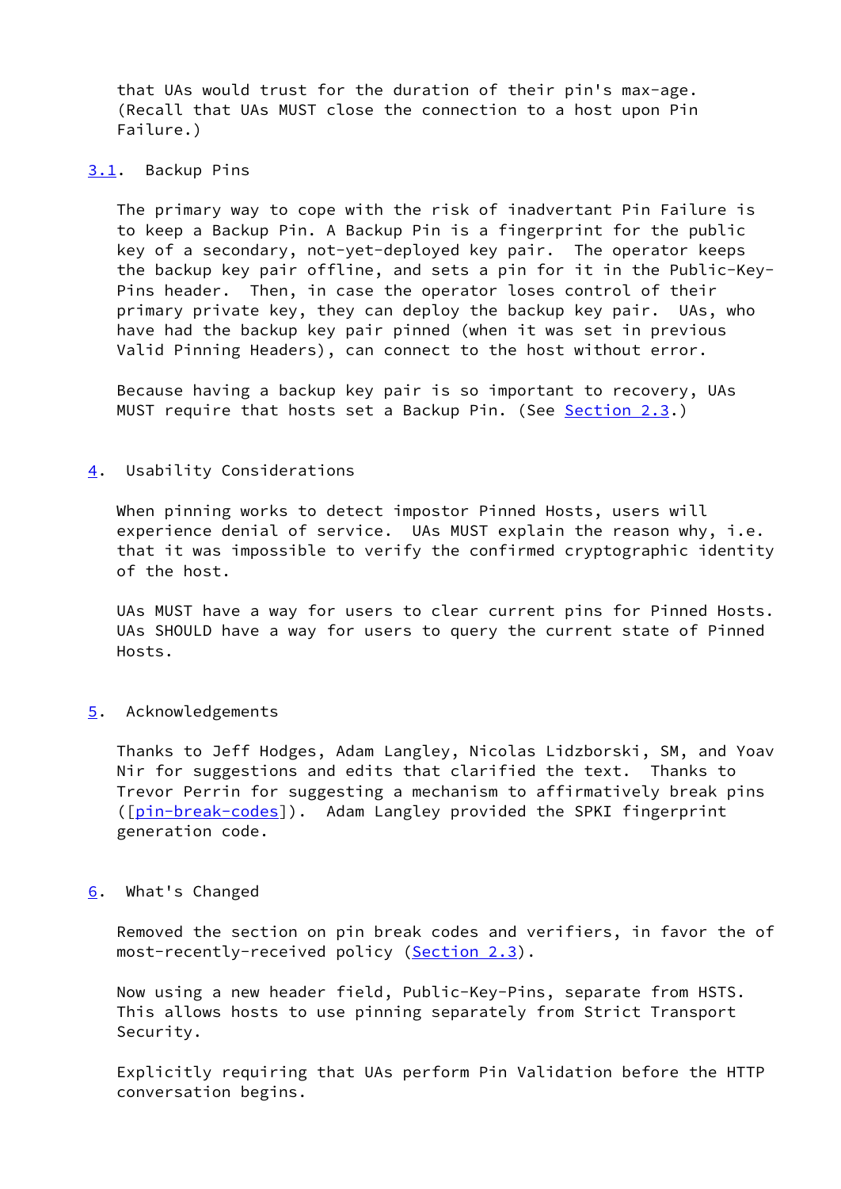that UAs would trust for the duration of their pin's max-age. (Recall that UAs MUST close the connection to a host upon Pin Failure.)

### 3.1. Backup Pins

The primary way to cope with the risk of inadvertant Pin Failure is to keep a Backup Pin. A Backup Pin is a fingerprint for the public key of a secondary, not-yet-deployed key pair. The operator keeps the backup key pair offline, and sets a pin for it in the Public-Key-Pins header. Then, in case the operator loses control of their primary private key, they can deploy the backup key pair. UAs, who have had the backup key pair pinned (when it was set in previous Valid Pinning Headers), can connect to the host without error.

Because having a backup key pair is so important to recovery, UAs MUST require that hosts set a Backup Pin. (See Section 2.3.)

## 4. Usability Considerations

When pinning works to detect impostor Pinned Hosts, users will experience denial of service. UAs MUST explain the reason why, i.e. that it was impossible to verify the confirmed cryptographic identity of the host.

UAs MUST have a way for users to clear current pins for Pinned Hosts. UAs SHOULD have a way for users to query the current state of Pinned Hosts.

## 5. Acknowledgements

Thanks to Jeff Hodges, Adam Langley, Nicolas Lidzborski, SM, and Yoav Nir for suggestions and edits that clarified the text. Thanks to Trevor Perrin for suggesting a mechanism to affirmatively break pins ([pin-break-codes]). Adam Langley provided the SPKI fingerprint generation code.

## 6. What's Changed

Removed the section on pin break codes and verifiers, in favor the of most-recently-received policy (Section 2.3).

Now using a new header field, Public-Key-Pins, separate from HSTS. This allows hosts to use pinning separately from Strict Transport Security.

Explicitly requiring that UAs perform Pin Validation before the HTTP conversation begins.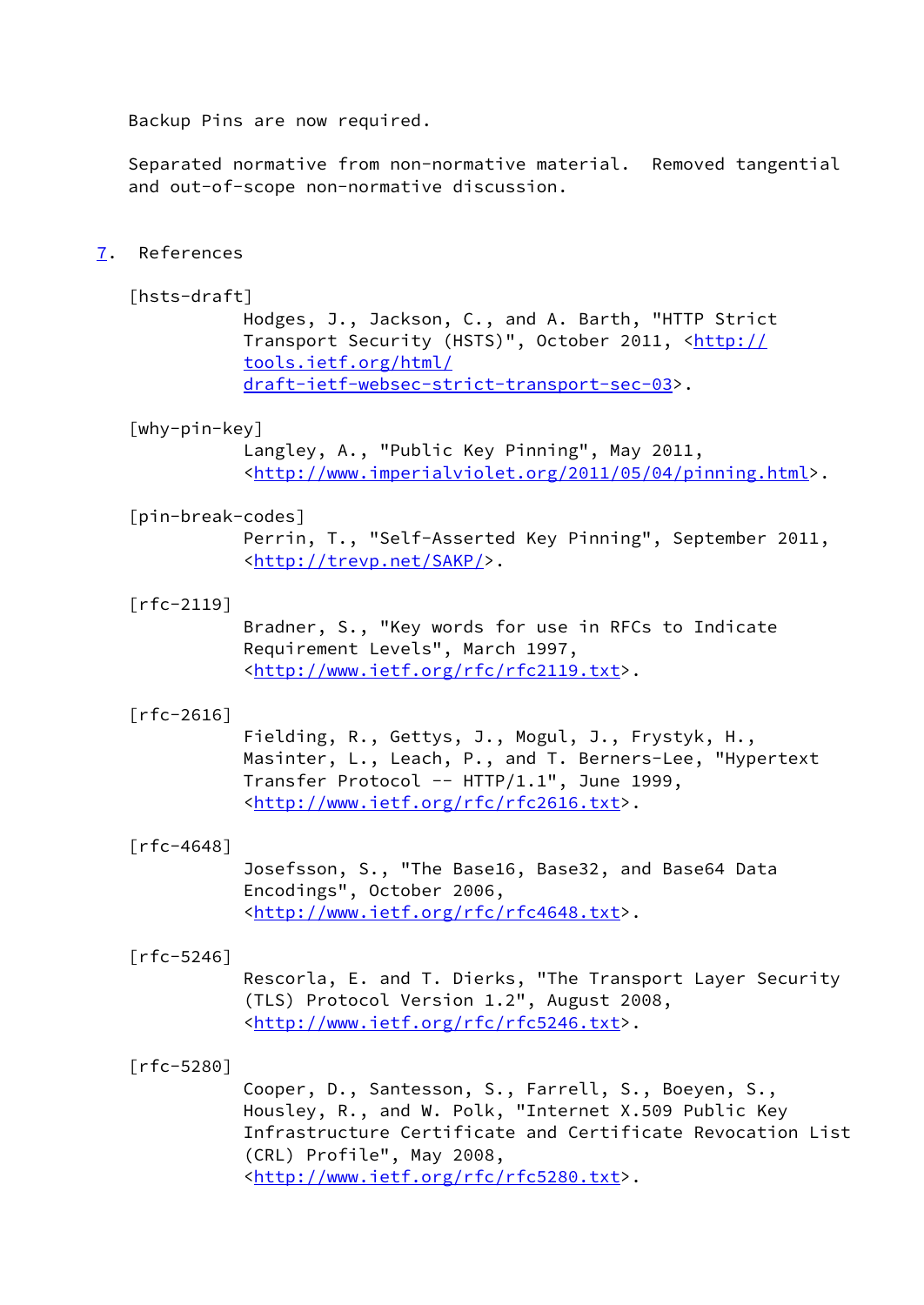Backup Pins are now required.

Separated normative from non-normative material. Removed tangential and out-of-scope non-normative discussion.

## 7. References

[hsts-draft]
Hodges, J., Jackson, C., and A. Barth, "HTTP Strict Transport Security (HSTS)", October 2011, <http://tools.ietf.org/html/draft-ietf-websec-strict-transport-sec-03>.

[why-pin-key]
Langley, A., "Public Key Pinning", May 2011, <http://www.imperialviolet.org/2011/05/04/pinning.html>.

[pin-break-codes]
Perrin, T., "Self-Asserted Key Pinning", September 2011, <http://trevp.net/SAKP/>.

[rfc-2119]
Bradner, S., "Key words for use in RFCs to Indicate Requirement Levels", March 1997, <http://www.ietf.org/rfc/rfc2119.txt>.

[rfc-2616]
Fielding, R., Gettys, J., Mogul, J., Frystyk, H., Masinter, L., Leach, P., and T. Berners-Lee, "Hypertext Transfer Protocol -- HTTP/1.1", June 1999, <http://www.ietf.org/rfc/rfc2616.txt>.

[rfc-4648]
Josefsson, S., "The Base16, Base32, and Base64 Data Encodings", October 2006, <http://www.ietf.org/rfc/rfc4648.txt>.

[rfc-5246]
Rescorla, E. and T. Dierks, "The Transport Layer Security (TLS) Protocol Version 1.2", August 2008, <http://www.ietf.org/rfc/rfc5246.txt>.

[rfc-5280]
Cooper, D., Santesson, S., Farrell, S., Boeyen, S., Housley, R., and W. Polk, "Internet X.509 Public Key Infrastructure Certificate and Certificate Revocation List (CRL) Profile", May 2008, <http://www.ietf.org/rfc/rfc5280.txt>.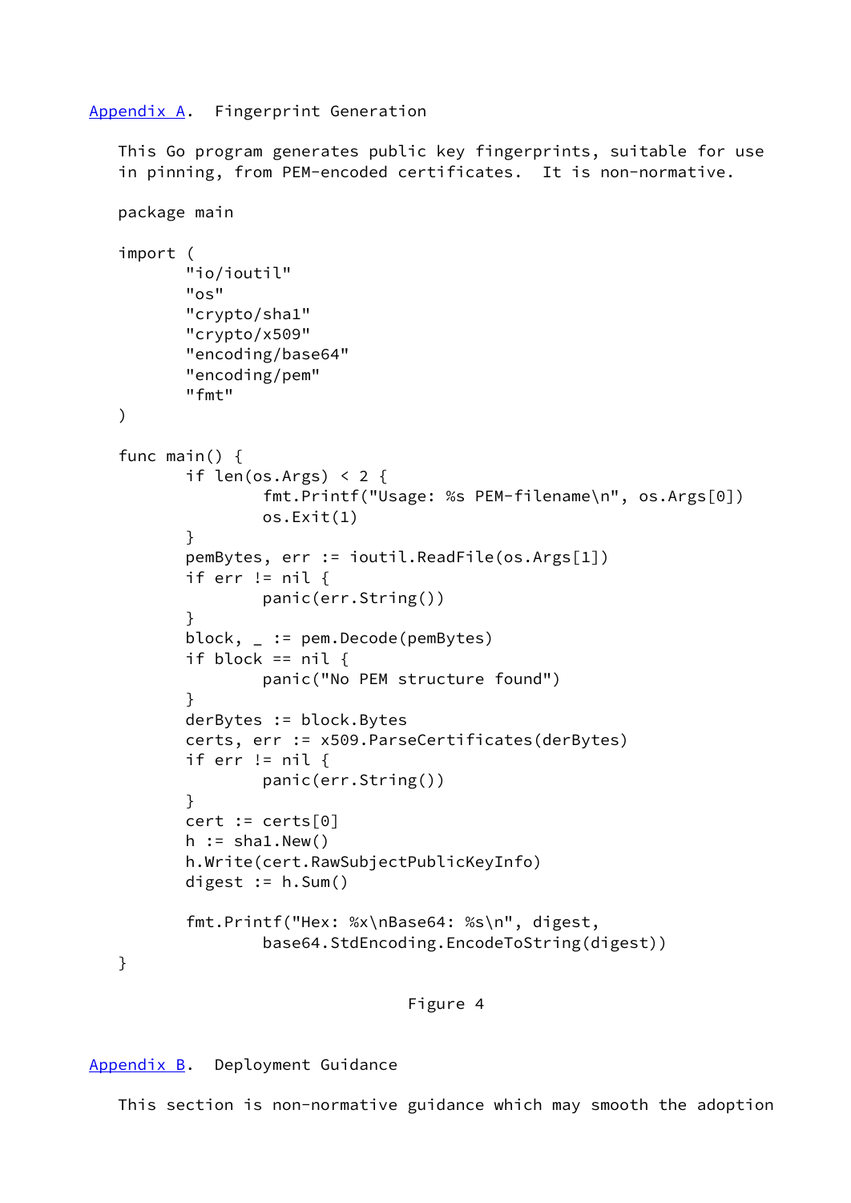## Appendix A. Fingerprint Generation

This Go program generates public key fingerprints, suitable for use in pinning, from PEM-encoded certificates. It is non-normative.

```
package main

import (
        "io/ioutil"
        "os"
        "crypto/sha1"
        "crypto/x509"
        "encoding/base64"
        "encoding/pem"
        "fmt"
)

func main() {
        if len(os.Args) < 2 {
                fmt.Printf("Usage: %s PEM-filename\n", os.Args[0])
                os.Exit(1)
        }
        pemBytes, err := ioutil.ReadFile(os.Args[1])
        if err != nil {
                panic(err.String())
        }
        block, _ := pem.Decode(pemBytes)
        if block == nil {
                panic("No PEM structure found")
        }
        derBytes := block.Bytes
        certs, err := x509.ParseCertificates(derBytes)
        if err != nil {
                panic(err.String())
        }
        cert := certs[0]
        h := sha1.New()
        h.Write(cert.RawSubjectPublicKeyInfo)
        digest := h.Sum()

        fmt.Printf("Hex: %x\nBase64: %s\n", digest,
                base64.StdEncoding.EncodeToString(digest))
}
```

Figure 4

## Appendix B. Deployment Guidance

This section is non-normative guidance which may smooth the adoption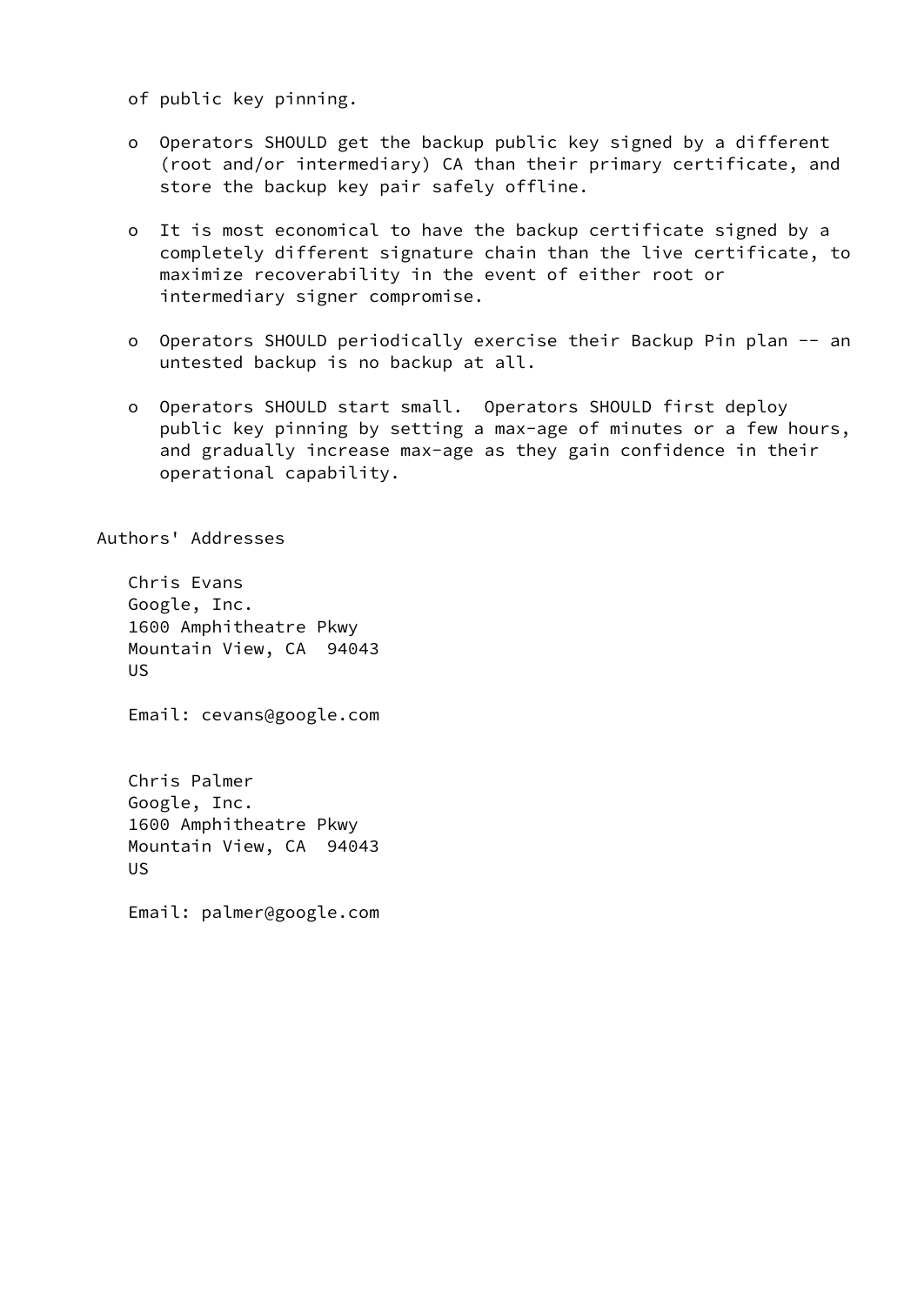of public key pinning.

- Operators SHOULD get the backup public key signed by a different (root and/or intermediary) CA than their primary certificate, and store the backup key pair safely offline.

- It is most economical to have the backup certificate signed by a completely different signature chain than the live certificate, to maximize recoverability in the event of either root or intermediary signer compromise.

- Operators SHOULD periodically exercise their Backup Pin plan -- an untested backup is no backup at all.

- Operators SHOULD start small. Operators SHOULD first deploy public key pinning by setting a max-age of minutes or a few hours, and gradually increase max-age as they gain confidence in their operational capability.

## Authors' Addresses

Chris Evans
Google, Inc.
1600 Amphitheatre Pkwy
Mountain View, CA 94043
US

Email: cevans@google.com

Chris Palmer
Google, Inc.
1600 Amphitheatre Pkwy
Mountain View, CA 94043
US

Email: palmer@google.com